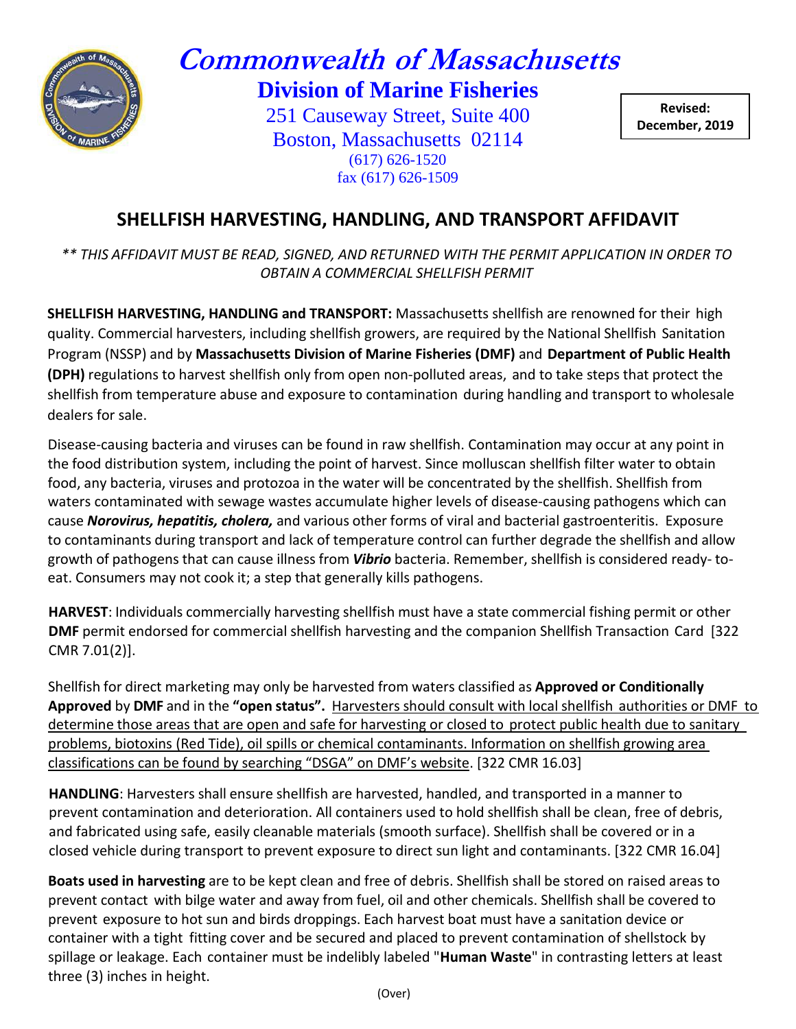# Commonwealth of Massachusetts

## Division of Marine Fisheries

251 Causeway Street, Suite 400
Boston, Massachusetts 02114
(617) 626-1520
fax (617) 626-1509

**Revised: December, 2019**

## SHELLFISH HARVESTING, HANDLING, AND TRANSPORT AFFIDAVIT

*** THIS AFFIDAVIT MUST BE READ, SIGNED, AND RETURNED WITH THE PERMIT APPLICATION IN ORDER TO OBTAIN A COMMERCIAL SHELLFISH PERMIT*

**SHELLFISH HARVESTING, HANDLING and TRANSPORT:** Massachusetts shellfish are renowned for their high quality. Commercial harvesters, including shellfish growers, are required by the National Shellfish Sanitation Program (NSSP) and by **Massachusetts Division of Marine Fisheries (DMF)** and **Department of Public Health (DPH)** regulations to harvest shellfish only from open non-polluted areas, and to take steps that protect the shellfish from temperature abuse and exposure to contamination during handling and transport to wholesale dealers for sale.

Disease-causing bacteria and viruses can be found in raw shellfish. Contamination may occur at any point in the food distribution system, including the point of harvest. Since molluscan shellfish filter water to obtain food, any bacteria, viruses and protozoa in the water will be concentrated by the shellfish. Shellfish from waters contaminated with sewage wastes accumulate higher levels of disease-causing pathogens which can cause ***Norovirus, hepatitis, cholera,*** and various other forms of viral and bacterial gastroenteritis. Exposure to contaminants during transport and lack of temperature control can further degrade the shellfish and allow growth of pathogens that can cause illness from ***Vibrio*** bacteria. Remember, shellfish is considered ready- to-eat. Consumers may not cook it; a step that generally kills pathogens.

**HARVEST**: Individuals commercially harvesting shellfish must have a state commercial fishing permit or other **DMF** permit endorsed for commercial shellfish harvesting and the companion Shellfish Transaction Card [322 CMR 7.01(2)].

Shellfish for direct marketing may only be harvested from waters classified as **Approved or Conditionally Approved** by **DMF** and in the **"open status".** Harvesters should consult with local shellfish authorities or DMF to determine those areas that are open and safe for harvesting or closed to protect public health due to sanitary problems, biotoxins (Red Tide), oil spills or chemical contaminants. Information on shellfish growing area classifications can be found by searching "DSGA" on DMF's website. [322 CMR 16.03]

**HANDLING**: Harvesters shall ensure shellfish are harvested, handled, and transported in a manner to prevent contamination and deterioration. All containers used to hold shellfish shall be clean, free of debris, and fabricated using safe, easily cleanable materials (smooth surface). Shellfish shall be covered or in a closed vehicle during transport to prevent exposure to direct sun light and contaminants. [322 CMR 16.04]

**Boats used in harvesting** are to be kept clean and free of debris. Shellfish shall be stored on raised areas to prevent contact with bilge water and away from fuel, oil and other chemicals. Shellfish shall be covered to prevent exposure to hot sun and birds droppings. Each harvest boat must have a sanitation device or container with a tight fitting cover and be secured and placed to prevent contamination of shellstock by spillage or leakage. Each container must be indelibly labeled "**Human Waste**" in contrasting letters at least three (3) inches in height.

(Over)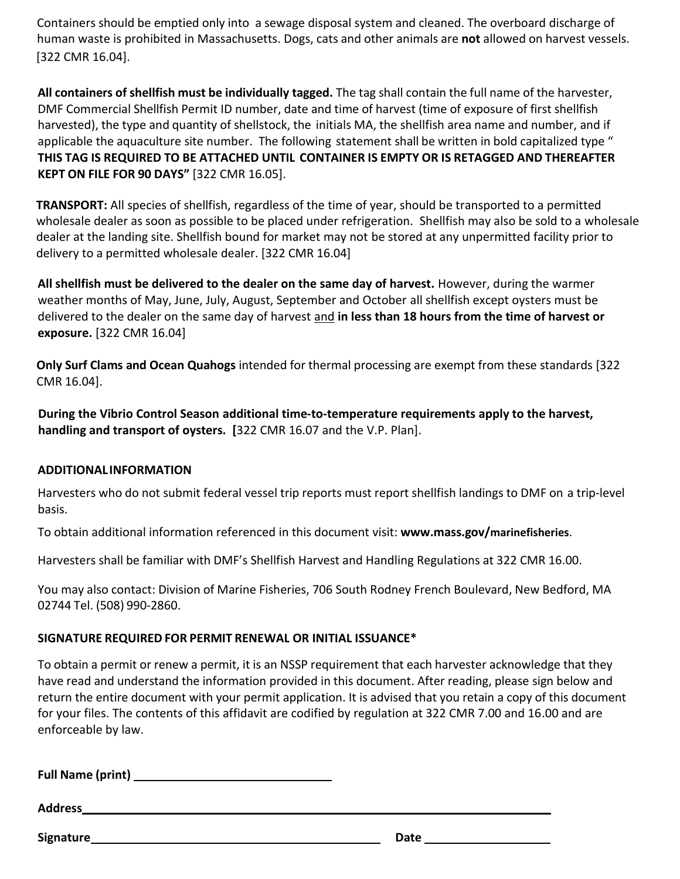Containers should be emptied only into a sewage disposal system and cleaned. The overboard discharge of human waste is prohibited in Massachusetts. Dogs, cats and other animals are **not** allowed on harvest vessels. [322 CMR 16.04].

**All containers of shellfish must be individually tagged.** The tag shall contain the full name of the harvester, DMF Commercial Shellfish Permit ID number, date and time of harvest (time of exposure of first shellfish harvested), the type and quantity of shellstock, the initials MA, the shellfish area name and number, and if applicable the aquaculture site number. The following statement shall be written in bold capitalized type "**THIS TAG IS REQUIRED TO BE ATTACHED UNTIL CONTAINER IS EMPTY OR IS RETAGGED AND THEREAFTER KEPT ON FILE FOR 90 DAYS"** [322 CMR 16.05].

**TRANSPORT:** All species of shellfish, regardless of the time of year, should be transported to a permitted wholesale dealer as soon as possible to be placed under refrigeration. Shellfish may also be sold to a wholesale dealer at the landing site. Shellfish bound for market may not be stored at any unpermitted facility prior to delivery to a permitted wholesale dealer. [322 CMR 16.04]

**All shellfish must be delivered to the dealer on the same day of harvest.** However, during the warmer weather months of May, June, July, August, September and October all shellfish except oysters must be delivered to the dealer on the same day of harvest <u>and</u> **in less than 18 hours from the time of harvest or exposure.** [322 CMR 16.04]

**Only Surf Clams and Ocean Quahogs** intended for thermal processing are exempt from these standards [322 CMR 16.04].

**During the Vibrio Control Season additional time-to-temperature requirements apply to the harvest, handling and transport of oysters. [**322 CMR 16.07 and the V.P. Plan].

**ADDITIONAL INFORMATION**

Harvesters who do not submit federal vessel trip reports must report shellfish landings to DMF on a trip-level basis.

To obtain additional information referenced in this document visit: **www.mass.gov/marinefisheries**.

Harvesters shall be familiar with DMF's Shellfish Harvest and Handling Regulations at 322 CMR 16.00.

You may also contact: Division of Marine Fisheries, 706 South Rodney French Boulevard, New Bedford, MA 02744 Tel. (508) 990-2860.

**SIGNATURE REQUIRED FOR PERMIT RENEWAL OR INITIAL ISSUANCE***

To obtain a permit or renew a permit, it is an NSSP requirement that each harvester acknowledge that they have read and understand the information provided in this document. After reading, please sign below and return the entire document with your permit application. It is advised that you retain a copy of this document for your files. The contents of this affidavit are codified by regulation at 322 CMR 7.00 and 16.00 and are enforceable by law.

**Full Name (print)** ______________________________

**Address** ______________________________________________________________

**Signature** ____________________________________________ **Date** __________________